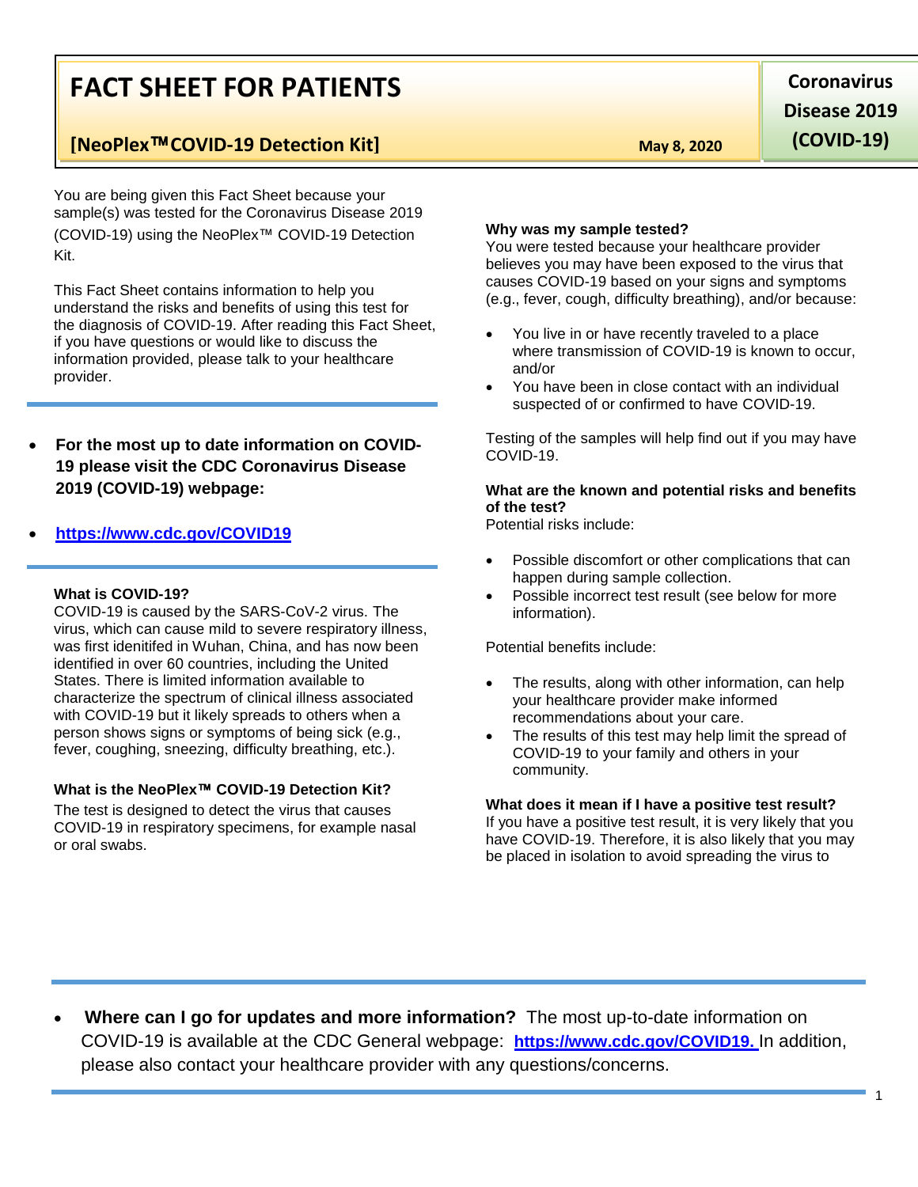# FACT SHEET FOR PATIENTS

**[NeoPlex™COVID-19 Detection Kit]**

**May 8, 2020**

**Coronavirus Disease 2019 (COVID-19)**

You are being given this Fact Sheet because your sample(s) was tested for the Coronavirus Disease 2019 (COVID-19) using the NeoPlex™ COVID-19 Detection Kit.

This Fact Sheet contains information to help you understand the risks and benefits of using this test for the diagnosis of COVID-19. After reading this Fact Sheet, if you have questions or would like to discuss the information provided, please talk to your healthcare provider.

- **For the most up to date information on COVID-19 please visit the CDC Coronavirus Disease 2019 (COVID-19) webpage:**
- **https://www.cdc.gov/COVID19**

**What is COVID-19?**
COVID-19 is caused by the SARS-CoV-2 virus. The virus, which can cause mild to severe respiratory illness, was first idenitifed in Wuhan, China, and has now been identified in over 60 countries, including the United States. There is limited information available to characterize the spectrum of clinical illness associated with COVID-19 but it likely spreads to others when a person shows signs or symptoms of being sick (e.g., fever, coughing, sneezing, difficulty breathing, etc.).

**What is the NeoPlex™ COVID-19 Detection Kit?**
The test is designed to detect the virus that causes COVID-19 in respiratory specimens, for example nasal or oral swabs.

**Why was my sample tested?**
You were tested because your healthcare provider believes you may have been exposed to the virus that causes COVID-19 based on your signs and symptoms (e.g., fever, cough, difficulty breathing), and/or because:

- You live in or have recently traveled to a place where transmission of COVID-19 is known to occur, and/or
- You have been in close contact with an individual suspected of or confirmed to have COVID-19.

Testing of the samples will help find out if you may have COVID-19.

**What are the known and potential risks and benefits of the test?**
Potential risks include:

- Possible discomfort or other complications that can happen during sample collection.
- Possible incorrect test result (see below for more information).

Potential benefits include:

- The results, along with other information, can help your healthcare provider make informed recommendations about your care.
- The results of this test may help limit the spread of COVID-19 to your family and others in your community.

**What does it mean if I have a positive test result?**
If you have a positive test result, it is very likely that you have COVID-19. Therefore, it is also likely that you may be placed in isolation to avoid spreading the virus to

- **Where can I go for updates and more information?** The most up-to-date information on COVID-19 is available at the CDC General webpage: **https://www.cdc.gov/COVID19.** In addition, please also contact your healthcare provider with any questions/concerns.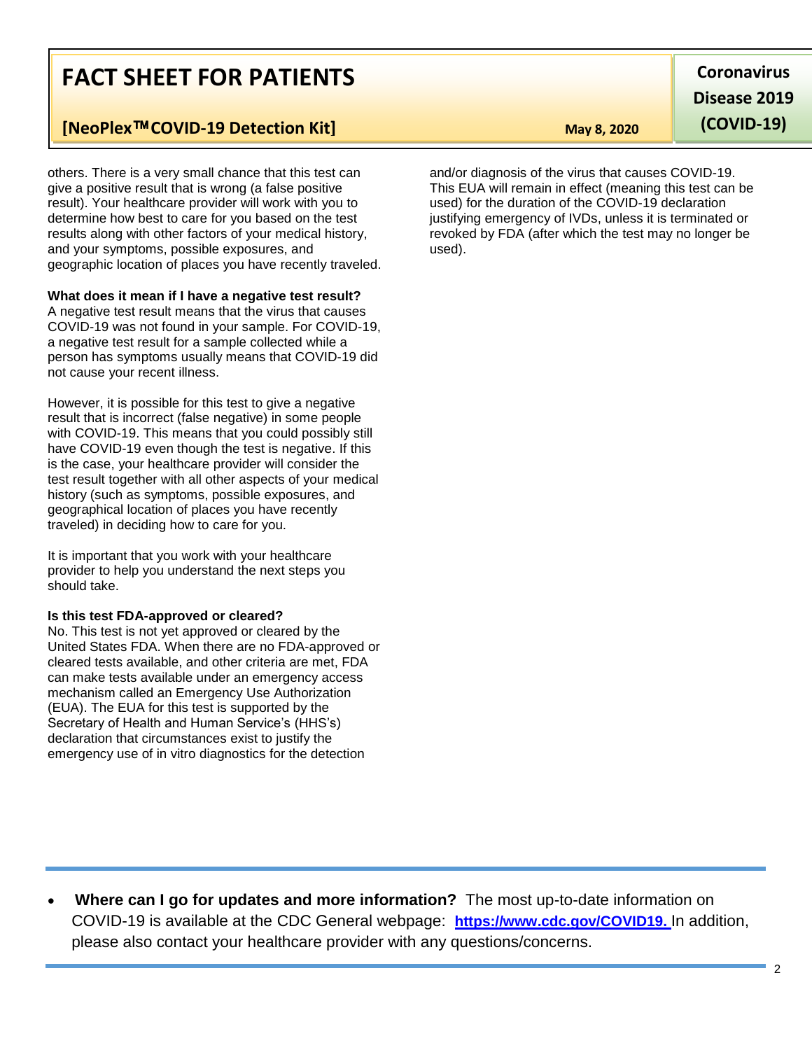others. There is a very small chance that this test can give a positive result that is wrong (a false positive result). Your healthcare provider will work with you to determine how best to care for you based on the test results along with other factors of your medical history, and your symptoms, possible exposures, and geographic location of places you have recently traveled.

**What does it mean if I have a negative test result?**
A negative test result means that the virus that causes COVID-19 was not found in your sample. For COVID-19, a negative test result for a sample collected while a person has symptoms usually means that COVID-19 did not cause your recent illness.

However, it is possible for this test to give a negative result that is incorrect (false negative) in some people with COVID-19. This means that you could possibly still have COVID-19 even though the test is negative. If this is the case, your healthcare provider will consider the test result together with all other aspects of your medical history (such as symptoms, possible exposures, and geographical location of places you have recently traveled) in deciding how to care for you.

It is important that you work with your healthcare provider to help you understand the next steps you should take.

**Is this test FDA-approved or cleared?**
No. This test is not yet approved or cleared by the United States FDA. When there are no FDA-approved or cleared tests available, and other criteria are met, FDA can make tests available under an emergency access mechanism called an Emergency Use Authorization (EUA). The EUA for this test is supported by the Secretary of Health and Human Service's (HHS's) declaration that circumstances exist to justify the emergency use of in vitro diagnostics for the detection and/or diagnosis of the virus that causes COVID-19. This EUA will remain in effect (meaning this test can be used) for the duration of the COVID-19 declaration justifying emergency of IVDs, unless it is terminated or revoked by FDA (after which the test may no longer be used).

- **Where can I go for updates and more information?** The most up-to-date information on COVID-19 is available at the CDC General webpage: **https://www.cdc.gov/COVID19.** In addition, please also contact your healthcare provider with any questions/concerns.